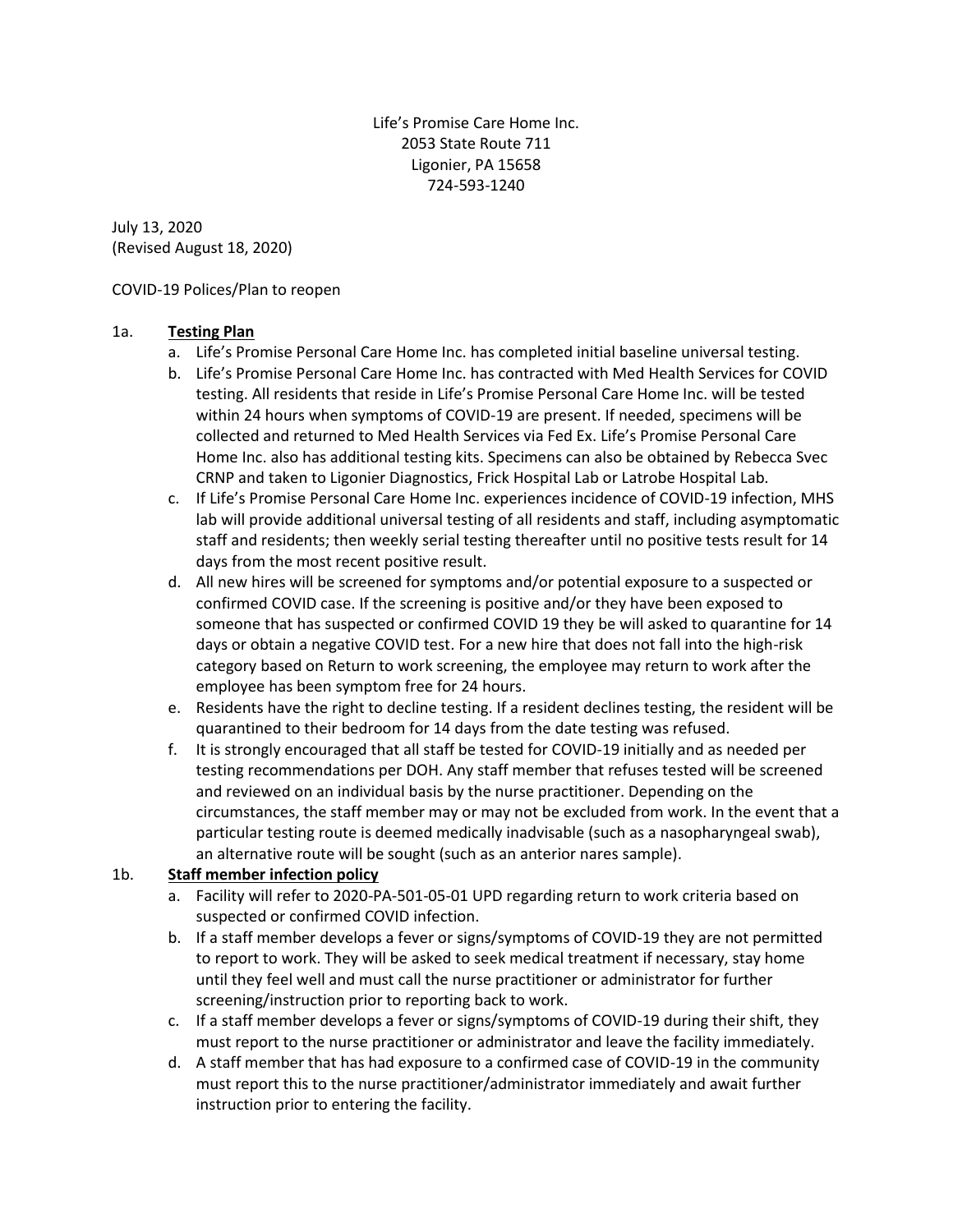Life's Promise Care Home Inc.
2053 State Route 711
Ligonier, PA 15658
724-593-1240

July 13, 2020
(Revised August 18, 2020)

COVID-19 Polices/Plan to reopen

1a. **Testing Plan**

a. Life's Promise Personal Care Home Inc. has completed initial baseline universal testing.

b. Life's Promise Personal Care Home Inc. has contracted with Med Health Services for COVID testing. All residents that reside in Life's Promise Personal Care Home Inc. will be tested within 24 hours when symptoms of COVID-19 are present. If needed, specimens will be collected and returned to Med Health Services via Fed Ex. Life's Promise Personal Care Home Inc. also has additional testing kits. Specimens can also be obtained by Rebecca Svec CRNP and taken to Ligonier Diagnostics, Frick Hospital Lab or Latrobe Hospital Lab.

c. If Life's Promise Personal Care Home Inc. experiences incidence of COVID-19 infection, MHS lab will provide additional universal testing of all residents and staff, including asymptomatic staff and residents; then weekly serial testing thereafter until no positive tests result for 14 days from the most recent positive result.

d. All new hires will be screened for symptoms and/or potential exposure to a suspected or confirmed COVID case. If the screening is positive and/or they have been exposed to someone that has suspected or confirmed COVID 19 they be will asked to quarantine for 14 days or obtain a negative COVID test. For a new hire that does not fall into the high-risk category based on Return to work screening, the employee may return to work after the employee has been symptom free for 24 hours.

e. Residents have the right to decline testing. If a resident declines testing, the resident will be quarantined to their bedroom for 14 days from the date testing was refused.

f. It is strongly encouraged that all staff be tested for COVID-19 initially and as needed per testing recommendations per DOH. Any staff member that refuses tested will be screened and reviewed on an individual basis by the nurse practitioner. Depending on the circumstances, the staff member may or may not be excluded from work. In the event that a particular testing route is deemed medically inadvisable (such as a nasopharyngeal swab), an alternative route will be sought (such as an anterior nares sample).

1b. **Staff member infection policy**

a. Facility will refer to 2020-PA-501-05-01 UPD regarding return to work criteria based on suspected or confirmed COVID infection.

b. If a staff member develops a fever or signs/symptoms of COVID-19 they are not permitted to report to work. They will be asked to seek medical treatment if necessary, stay home until they feel well and must call the nurse practitioner or administrator for further screening/instruction prior to reporting back to work.

c. If a staff member develops a fever or signs/symptoms of COVID-19 during their shift, they must report to the nurse practitioner or administrator and leave the facility immediately.

d. A staff member that has had exposure to a confirmed case of COVID-19 in the community must report this to the nurse practitioner/administrator immediately and await further instruction prior to entering the facility.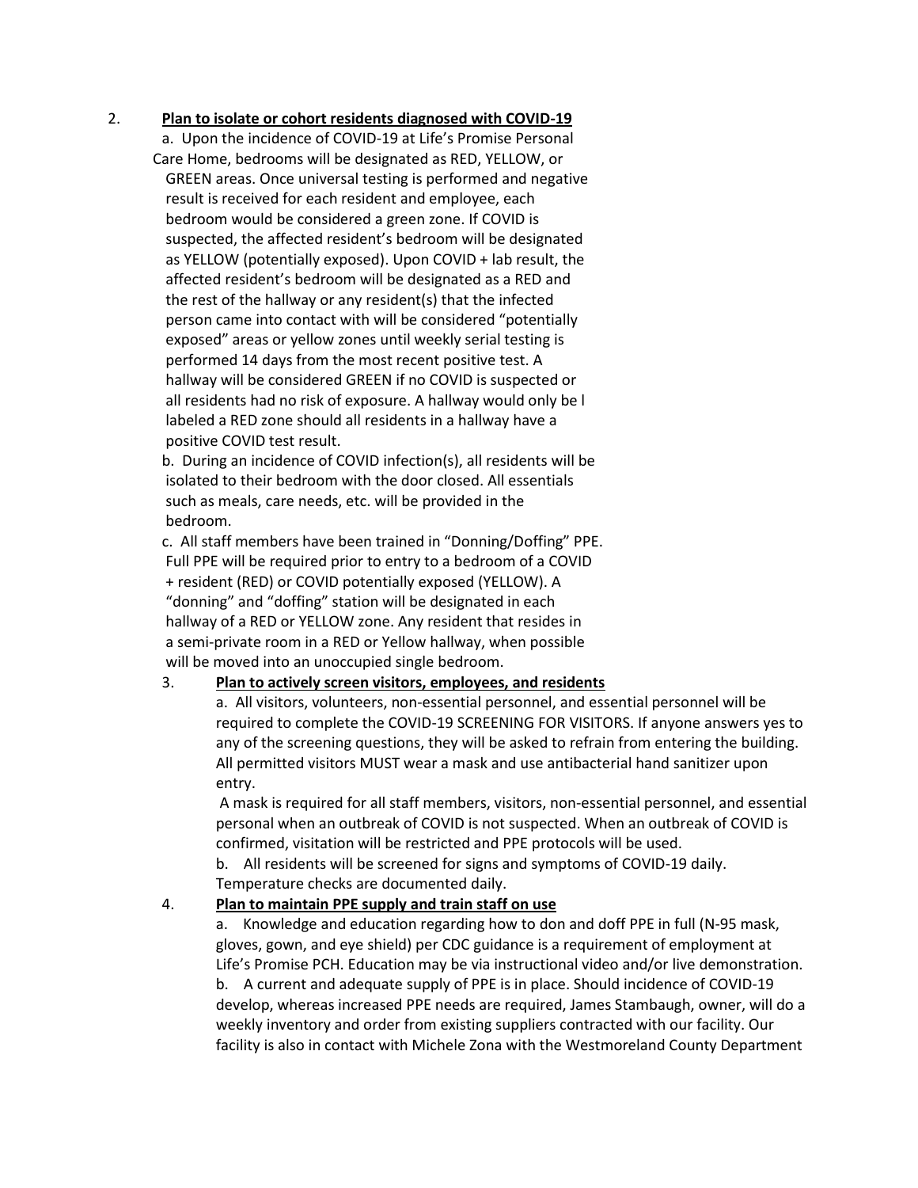2. **Plan to isolate or cohort residents diagnosed with COVID-19**

a. Upon the incidence of COVID-19 at Life's Promise Personal Care Home, bedrooms will be designated as RED, YELLOW, or GREEN areas. Once universal testing is performed and negative result is received for each resident and employee, each bedroom would be considered a green zone. If COVID is suspected, the affected resident's bedroom will be designated as YELLOW (potentially exposed). Upon COVID + lab result, the affected resident's bedroom will be designated as a RED and the rest of the hallway or any resident(s) that the infected person came into contact with will be considered "potentially exposed" areas or yellow zones until weekly serial testing is performed 14 days from the most recent positive test. A hallway will be considered GREEN if no COVID is suspected or all residents had no risk of exposure. A hallway would only be l labeled a RED zone should all residents in a hallway have a positive COVID test result.

b. During an incidence of COVID infection(s), all residents will be isolated to their bedroom with the door closed. All essentials such as meals, care needs, etc. will be provided in the bedroom.

c. All staff members have been trained in "Donning/Doffing" PPE. Full PPE will be required prior to entry to a bedroom of a COVID + resident (RED) or COVID potentially exposed (YELLOW). A "donning" and "doffing" station will be designated in each hallway of a RED or YELLOW zone. Any resident that resides in a semi-private room in a RED or Yellow hallway, when possible will be moved into an unoccupied single bedroom.

3. **Plan to actively screen visitors, employees, and residents**

a. All visitors, volunteers, non-essential personnel, and essential personnel will be required to complete the COVID-19 SCREENING FOR VISITORS. If anyone answers yes to any of the screening questions, they will be asked to refrain from entering the building. All permitted visitors MUST wear a mask and use antibacterial hand sanitizer upon entry.

A mask is required for all staff members, visitors, non-essential personnel, and essential personal when an outbreak of COVID is not suspected. When an outbreak of COVID is confirmed, visitation will be restricted and PPE protocols will be used.

b. All residents will be screened for signs and symptoms of COVID-19 daily. Temperature checks are documented daily.

4. **Plan to maintain PPE supply and train staff on use**

a. Knowledge and education regarding how to don and doff PPE in full (N-95 mask, gloves, gown, and eye shield) per CDC guidance is a requirement of employment at Life's Promise PCH. Education may be via instructional video and/or live demonstration.

b. A current and adequate supply of PPE is in place. Should incidence of COVID-19 develop, whereas increased PPE needs are required, James Stambaugh, owner, will do a weekly inventory and order from existing suppliers contracted with our facility. Our facility is also in contact with Michele Zona with the Westmoreland County Department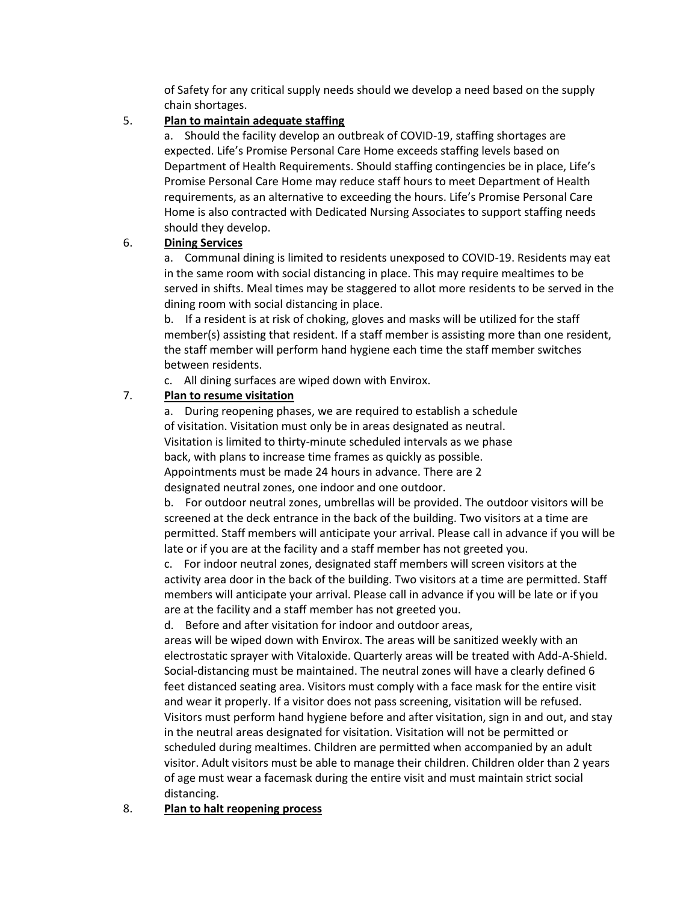of Safety for any critical supply needs should we develop a need based on the supply chain shortages.

5. **Plan to maintain adequate staffing**

   a. Should the facility develop an outbreak of COVID-19, staffing shortages are expected. Life's Promise Personal Care Home exceeds staffing levels based on Department of Health Requirements. Should staffing contingencies be in place, Life's Promise Personal Care Home may reduce staff hours to meet Department of Health requirements, as an alternative to exceeding the hours. Life's Promise Personal Care Home is also contracted with Dedicated Nursing Associates to support staffing needs should they develop.

6. **Dining Services**

   a. Communal dining is limited to residents unexposed to COVID-19. Residents may eat in the same room with social distancing in place. This may require mealtimes to be served in shifts. Meal times may be staggered to allot more residents to be served in the dining room with social distancing in place.

   b. If a resident is at risk of choking, gloves and masks will be utilized for the staff member(s) assisting that resident. If a staff member is assisting more than one resident, the staff member will perform hand hygiene each time the staff member switches between residents.

   c. All dining surfaces are wiped down with Envirox.

7. **Plan to resume visitation**

   a. During reopening phases, we are required to establish a schedule of visitation. Visitation must only be in areas designated as neutral. Visitation is limited to thirty-minute scheduled intervals as we phase back, with plans to increase time frames as quickly as possible. Appointments must be made 24 hours in advance. There are 2 designated neutral zones, one indoor and one outdoor.

   b. For outdoor neutral zones, umbrellas will be provided. The outdoor visitors will be screened at the deck entrance in the back of the building. Two visitors at a time are permitted. Staff members will anticipate your arrival. Please call in advance if you will be late or if you are at the facility and a staff member has not greeted you.

   c. For indoor neutral zones, designated staff members will screen visitors at the activity area door in the back of the building. Two visitors at a time are permitted. Staff members will anticipate your arrival. Please call in advance if you will be late or if you are at the facility and a staff member has not greeted you.

   d. Before and after visitation for indoor and outdoor areas, areas will be wiped down with Envirox. The areas will be sanitized weekly with an electrostatic sprayer with Vitaloxide. Quarterly areas will be treated with Add-A-Shield. Social-distancing must be maintained. The neutral zones will have a clearly defined 6 feet distanced seating area. Visitors must comply with a face mask for the entire visit and wear it properly. If a visitor does not pass screening, visitation will be refused. Visitors must perform hand hygiene before and after visitation, sign in and out, and stay in the neutral areas designated for visitation. Visitation will not be permitted or scheduled during mealtimes. Children are permitted when accompanied by an adult visitor. Adult visitors must be able to manage their children. Children older than 2 years of age must wear a facemask during the entire visit and must maintain strict social distancing.

8. **Plan to halt reopening process**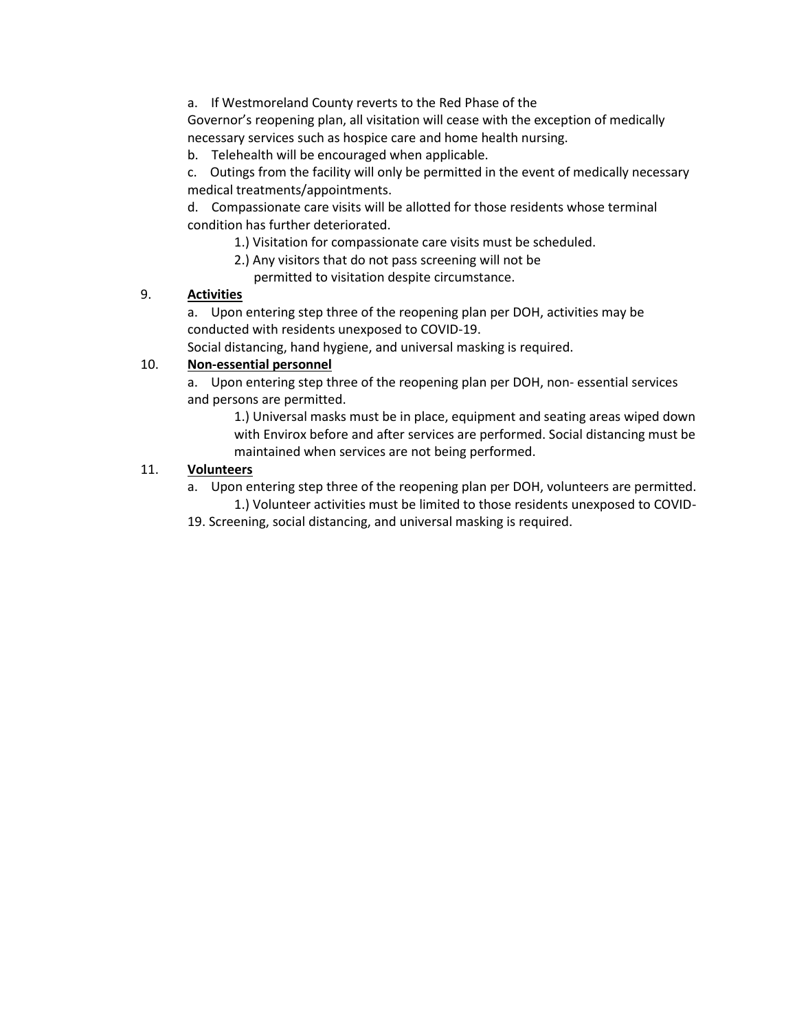a. If Westmoreland County reverts to the Red Phase of the Governor's reopening plan, all visitation will cease with the exception of medically necessary services such as hospice care and home health nursing.

b. Telehealth will be encouraged when applicable.

c. Outings from the facility will only be permitted in the event of medically necessary medical treatments/appointments.

d. Compassionate care visits will be allotted for those residents whose terminal condition has further deteriorated.

1.) Visitation for compassionate care visits must be scheduled.

2.) Any visitors that do not pass screening will not be permitted to visitation despite circumstance.

9. **Activities**

a. Upon entering step three of the reopening plan per DOH, activities may be conducted with residents unexposed to COVID-19.

Social distancing, hand hygiene, and universal masking is required.

10. **Non-essential personnel**

a. Upon entering step three of the reopening plan per DOH, non- essential services and persons are permitted.

1.) Universal masks must be in place, equipment and seating areas wiped down with Envirox before and after services are performed. Social distancing must be maintained when services are not being performed.

11. **Volunteers**

a. Upon entering step three of the reopening plan per DOH, volunteers are permitted.

1.) Volunteer activities must be limited to those residents unexposed to COVID-19. Screening, social distancing, and universal masking is required.